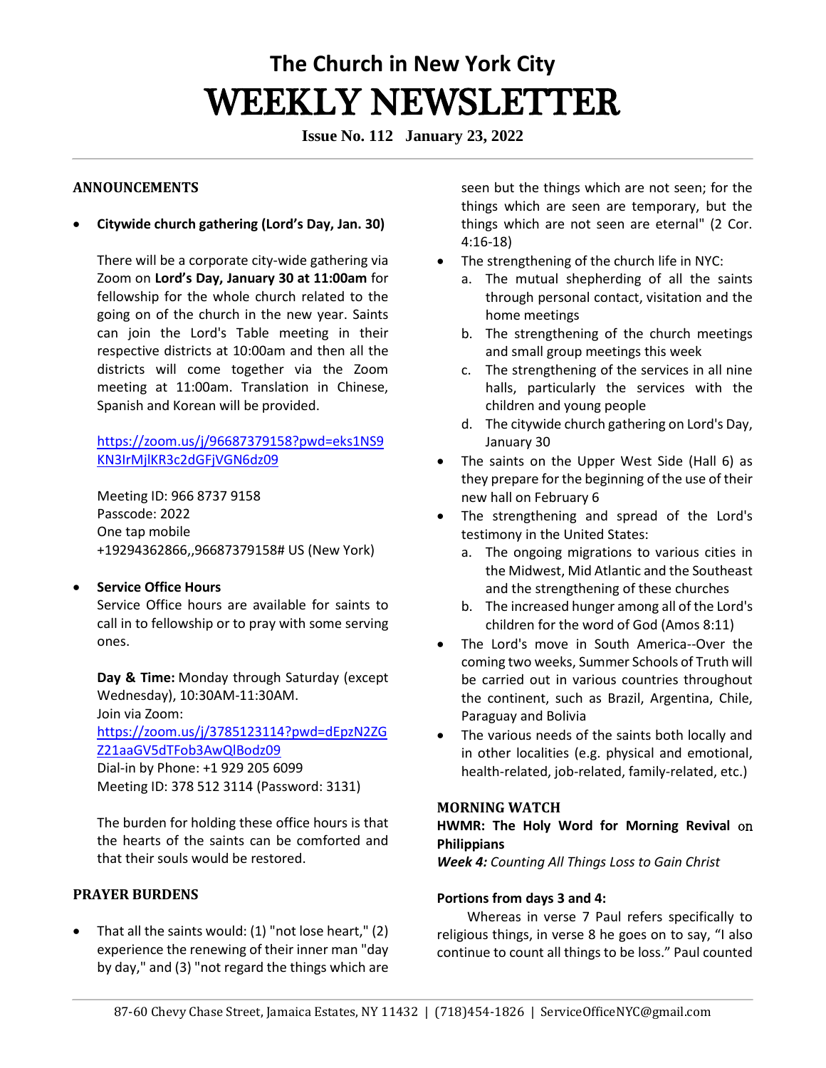# The Church in New York City

# WEEKLY NEWSLETTER

**Issue No. 112 January 23, 2022**

## ANNOUNCEMENTS

- **Citywide church gathering (Lord's Day, Jan. 30)**

  There will be a corporate city-wide gathering via Zoom on **Lord's Day, January 30 at 11:00am** for fellowship for the whole church related to the going on of the church in the new year. Saints can join the Lord's Table meeting in their respective districts at 10:00am and then all the districts will come together via the Zoom meeting at 11:00am. Translation in Chinese, Spanish and Korean will be provided.

  https://zoom.us/j/96687379158?pwd=eks1NS9KN3IrMjlKR3c2dGFjVGN6dz09

  Meeting ID: 966 8737 9158
  Passcode: 2022
  One tap mobile
  +19294362866,,96687379158# US (New York)

- **Service Office Hours**
  Service Office hours are available for saints to call in to fellowship or to pray with some serving ones.

  **Day & Time:** Monday through Saturday (except Wednesday), 10:30AM-11:30AM.
  Join via Zoom:
  https://zoom.us/j/3785123114?pwd=dEpzN2ZGZ21aaGV5dTFob3AwQlBodz09
  Dial-in by Phone: +1 929 205 6099
  Meeting ID: 378 512 3114 (Password: 3131)

  The burden for holding these office hours is that the hearts of the saints can be comforted and that their souls would be restored.

## PRAYER BURDENS

- That all the saints would: (1) "not lose heart," (2) experience the renewing of their inner man "day by day," and (3) "not regard the things which are seen but the things which are not seen; for the things which are seen are temporary, but the things which are not seen are eternal" (2 Cor. 4:16-18)
- The strengthening of the church life in NYC:
  a. The mutual shepherding of all the saints through personal contact, visitation and the home meetings
  b. The strengthening of the church meetings and small group meetings this week
  c. The strengthening of the services in all nine halls, particularly the services with the children and young people
  d. The citywide church gathering on Lord's Day, January 30
- The saints on the Upper West Side (Hall 6) as they prepare for the beginning of the use of their new hall on February 6
- The strengthening and spread of the Lord's testimony in the United States:
  a. The ongoing migrations to various cities in the Midwest, Mid Atlantic and the Southeast and the strengthening of these churches
  b. The increased hunger among all of the Lord's children for the word of God (Amos 8:11)
- The Lord's move in South America--Over the coming two weeks, Summer Schools of Truth will be carried out in various countries throughout the continent, such as Brazil, Argentina, Chile, Paraguay and Bolivia
- The various needs of the saints both locally and in other localities (e.g. physical and emotional, health-related, job-related, family-related, etc.)

## MORNING WATCH

**HWMR: The Holy Word for Morning Revival** on **Philippians**
***Week 4:*** *Counting All Things Loss to Gain Christ*

**Portions from days 3 and 4:**

Whereas in verse 7 Paul refers specifically to religious things, in verse 8 he goes on to say, "I also continue to count all things to be loss." Paul counted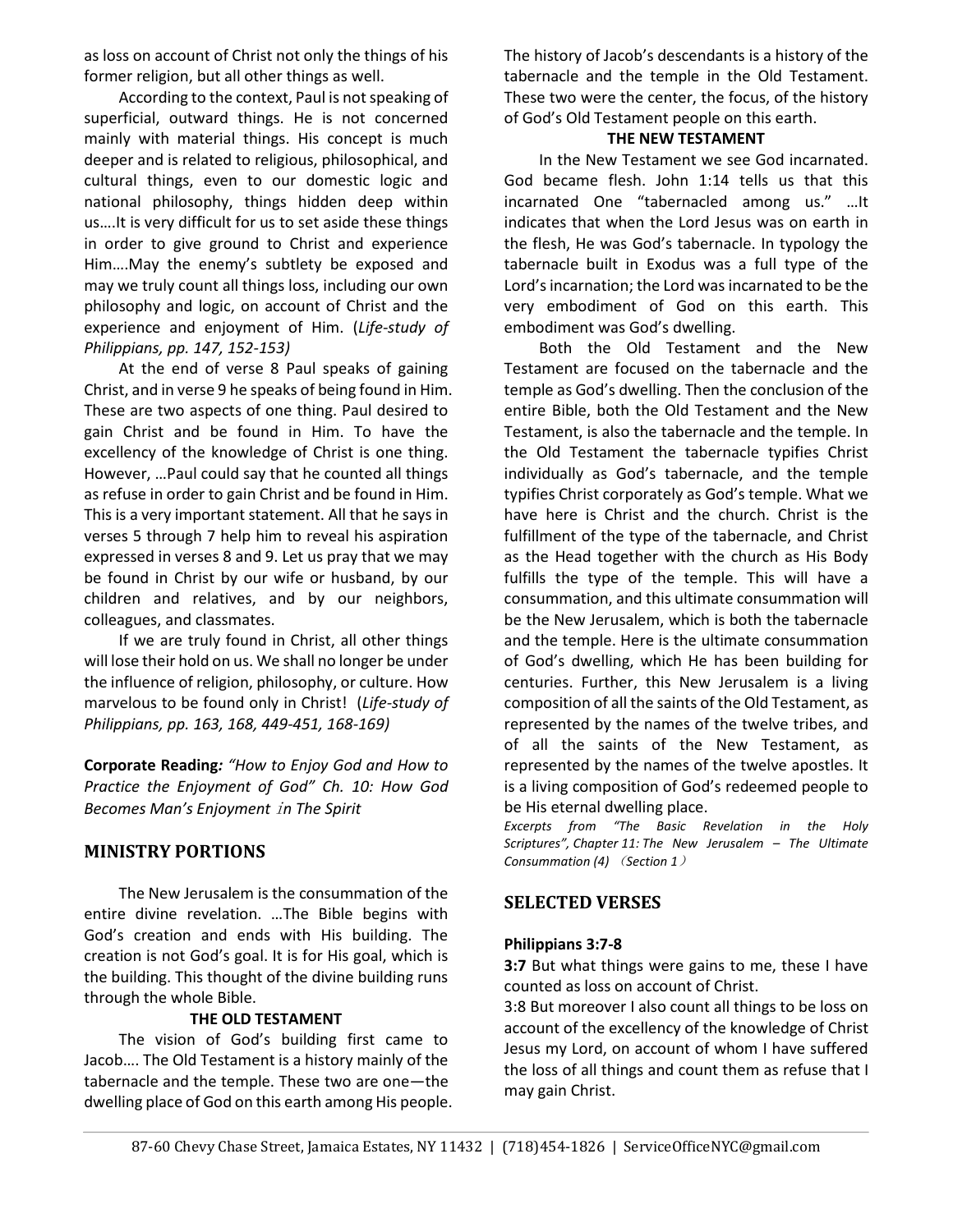as loss on account of Christ not only the things of his former religion, but all other things as well.

According to the context, Paul is not speaking of superficial, outward things. He is not concerned mainly with material things. His concept is much deeper and is related to religious, philosophical, and cultural things, even to our domestic logic and national philosophy, things hidden deep within us….It is very difficult for us to set aside these things in order to give ground to Christ and experience Him….May the enemy's subtlety be exposed and may we truly count all things loss, including our own philosophy and logic, on account of Christ and the experience and enjoyment of Him. (*Life-study of Philippians, pp. 147, 152-153)*

At the end of verse 8 Paul speaks of gaining Christ, and in verse 9 he speaks of being found in Him. These are two aspects of one thing. Paul desired to gain Christ and be found in Him. To have the excellency of the knowledge of Christ is one thing. However, …Paul could say that he counted all things as refuse in order to gain Christ and be found in Him. This is a very important statement. All that he says in verses 5 through 7 help him to reveal his aspiration expressed in verses 8 and 9. Let us pray that we may be found in Christ by our wife or husband, by our children and relatives, and by our neighbors, colleagues, and classmates.

If we are truly found in Christ, all other things will lose their hold on us. We shall no longer be under the influence of religion, philosophy, or culture. How marvelous to be found only in Christ! (*Life-study of Philippians, pp. 163, 168, 449-451, 168-169)*

**Corporate Reading***: "How to Enjoy God and How to Practice the Enjoyment of God" Ch. 10: How God Becomes Man's Enjoyment in The Spirit*

## MINISTRY PORTIONS

The New Jerusalem is the consummation of the entire divine revelation. …The Bible begins with God's creation and ends with His building. The creation is not God's goal. It is for His goal, which is the building. This thought of the divine building runs through the whole Bible.

**THE OLD TESTAMENT**

The vision of God's building first came to Jacob…. The Old Testament is a history mainly of the tabernacle and the temple. These two are one—the dwelling place of God on this earth among His people. The history of Jacob's descendants is a history of the tabernacle and the temple in the Old Testament. These two were the center, the focus, of the history of God's Old Testament people on this earth.

**THE NEW TESTAMENT**

In the New Testament we see God incarnated. God became flesh. John 1:14 tells us that this incarnated One "tabernacled among us." …It indicates that when the Lord Jesus was on earth in the flesh, He was God's tabernacle. In typology the tabernacle built in Exodus was a full type of the Lord's incarnation; the Lord was incarnated to be the very embodiment of God on this earth. This embodiment was God's dwelling.

Both the Old Testament and the New Testament are focused on the tabernacle and the temple as God's dwelling. Then the conclusion of the entire Bible, both the Old Testament and the New Testament, is also the tabernacle and the temple. In the Old Testament the tabernacle typifies Christ individually as God's tabernacle, and the temple typifies Christ corporately as God's temple. What we have here is Christ and the church. Christ is the fulfillment of the type of the tabernacle, and Christ as the Head together with the church as His Body fulfills the type of the temple. This will have a consummation, and this ultimate consummation will be the New Jerusalem, which is both the tabernacle and the temple. Here is the ultimate consummation of God's dwelling, which He has been building for centuries. Further, this New Jerusalem is a living composition of all the saints of the Old Testament, as represented by the names of the twelve tribes, and of all the saints of the New Testament, as represented by the names of the twelve apostles. It is a living composition of God's redeemed people to be His eternal dwelling place.

*Excerpts from "The Basic Revelation in the Holy Scriptures", Chapter 11: The New Jerusalem – The Ultimate Consummation (4) （Section 1）*

## SELECTED VERSES

**Philippians 3:7-8**

**3:7** But what things were gains to me, these I have counted as loss on account of Christ.

3:8 But moreover I also count all things to be loss on account of the excellency of the knowledge of Christ Jesus my Lord, on account of whom I have suffered the loss of all things and count them as refuse that I may gain Christ.